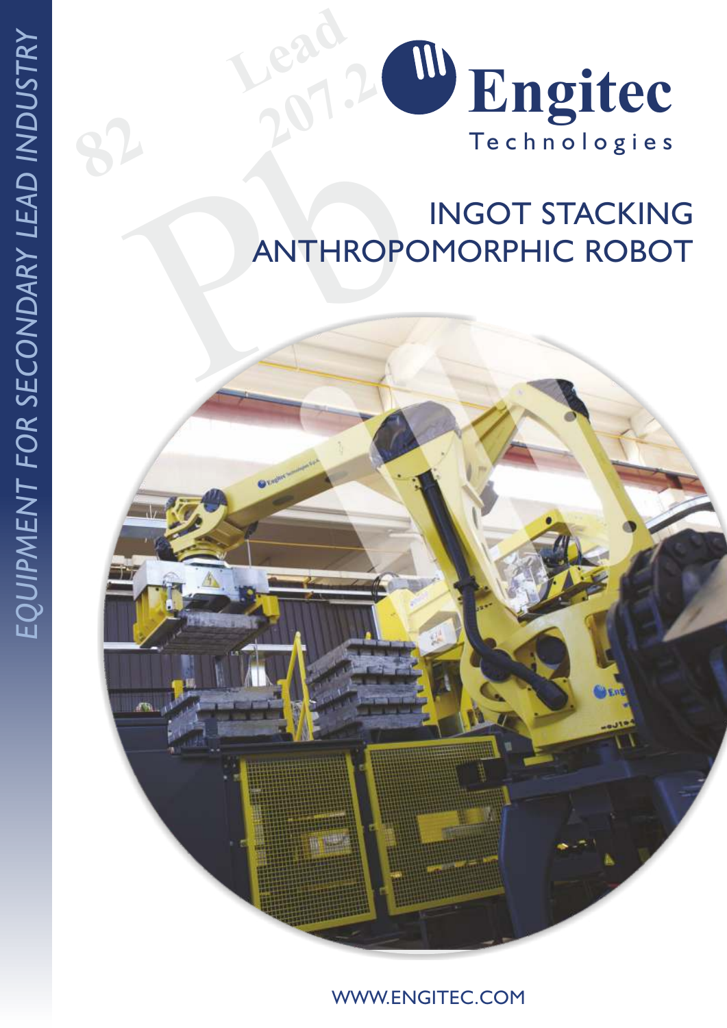EQUIPMENT FOR SECONDARY LEAD INDUSTRY

Engitec Technologies

# INGOT STACKING ANTHROPOMORPHIC ROBOT

WWW.ENGITEC.COM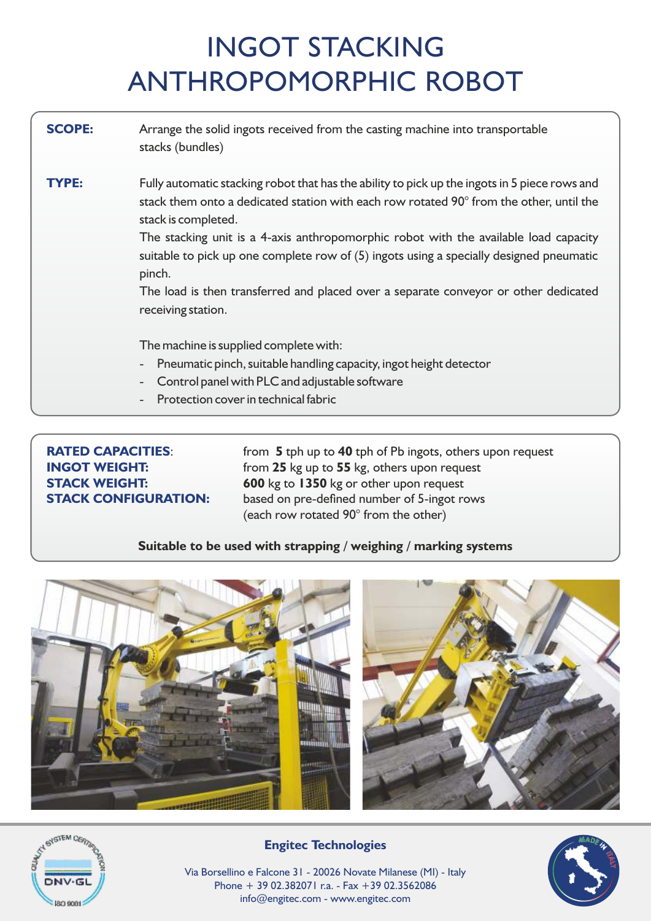# INGOT STACKING ANTHROPOMORPHIC ROBOT

**SCOPE:** Arrange the solid ingots received from the casting machine into transportable stacks (bundles)

**TYPE:** Fully automatic stacking robot that has the ability to pick up the ingots in 5 piece rows and stack them onto a dedicated station with each row rotated 90° from the other, until the stack is completed.

The stacking unit is a 4-axis anthropomorphic robot with the available load capacity suitable to pick up one complete row of (5) ingots using a specially designed pneumatic pinch.

The load is then transferred and placed over a separate conveyor or other dedicated receiving station.

The machine is supplied complete with:

- Pneumatic pinch, suitable handling capacity, ingot height detector
- Control panel with PLC and adjustable software
- Protection cover in technical fabric

| | |
|---|---|
| **RATED CAPACITIES**: | from **5** tph up to **40** tph of Pb ingots, others upon request |
| **INGOT WEIGHT:** | from **25** kg up to **55** kg, others upon request |
| **STACK WEIGHT:** | **600** kg to **1350** kg or other upon request |
| **STACK CONFIGURATION:** | based on pre-defined number of 5-ingot rows (each row rotated 90° from the other) |

**Suitable to be used with strapping / weighing / marking systems**

**Engitec Technologies**

Via Borsellino e Falcone 31 - 20026 Novate Milanese (MI) - Italy
Phone + 39 02.382071 r.a. - Fax +39 02.3562086
info@engitec.com - www.engitec.com